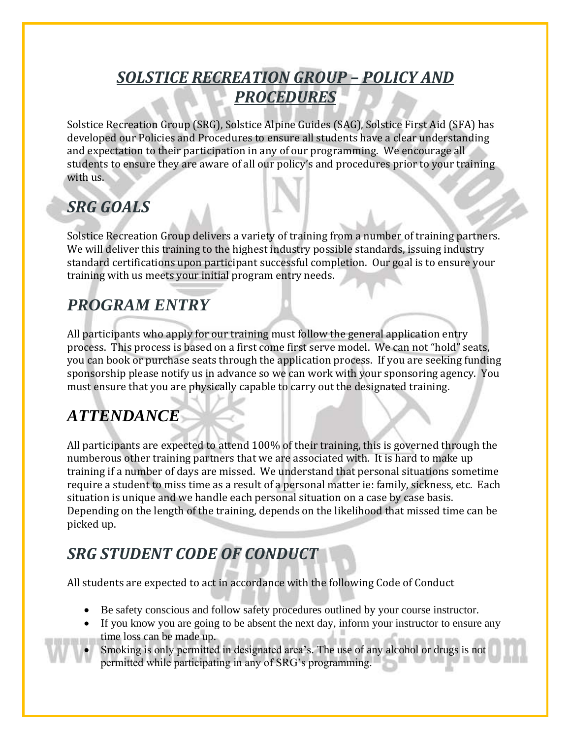# ***SOLSTICE RECREATION GROUP – POLICY AND PROCEDURES***

Solstice Recreation Group (SRG), Solstice Alpine Guides (SAG), Solstice First Aid (SFA) has developed our Policies and Procedures to ensure all students have a clear understanding and expectation to their participation in any of our programming. We encourage all students to ensure they are aware of all our policy's and procedures prior to your training with us.

## *SRG GOALS*

Solstice Recreation Group delivers a variety of training from a number of training partners. We will deliver this training to the highest industry possible standards, issuing industry standard certifications upon participant successful completion. Our goal is to ensure your training with us meets your initial program entry needs.

## *PROGRAM ENTRY*

All participants who apply for our training must follow the general application entry process. This process is based on a first come first serve model. We can not "hold" seats, you can book or purchase seats through the application process. If you are seeking funding sponsorship please notify us in advance so we can work with your sponsoring agency. You must ensure that you are physically capable to carry out the designated training.

## *ATTENDANCE*

All participants are expected to attend 100% of their training, this is governed through the numberous other training partners that we are associated with. It is hard to make up training if a number of days are missed. We understand that personal situations sometime require a student to miss time as a result of a personal matter ie: family, sickness, etc. Each situation is unique and we handle each personal situation on a case by case basis. Depending on the length of the training, depends on the likelihood that missed time can be picked up.

## *SRG STUDENT CODE OF CONDUCT*

All students are expected to act in accordance with the following Code of Conduct

- Be safety conscious and follow safety procedures outlined by your course instructor.
- If you know you are going to be absent the next day, inform your instructor to ensure any time loss can be made up.
- Smoking is only permitted in designated area's. The use of any alcohol or drugs is not permitted while participating in any of SRG's programming.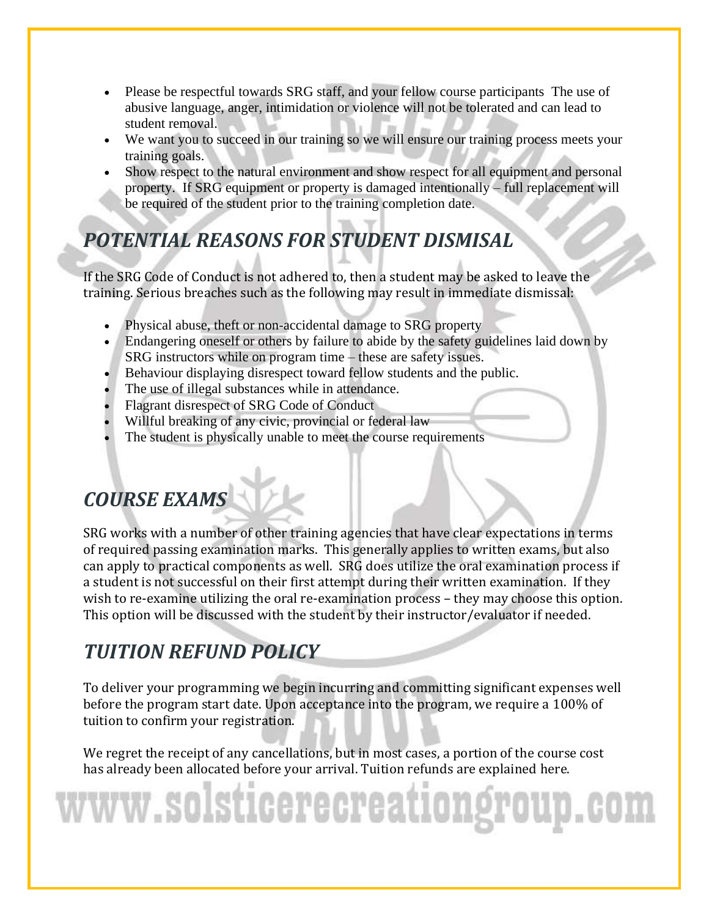- Please be respectful towards SRG staff, and your fellow course participants The use of abusive language, anger, intimidation or violence will not be tolerated and can lead to student removal.
- We want you to succeed in our training so we will ensure our training process meets your training goals.
- Show respect to the natural environment and show respect for all equipment and personal property. If SRG equipment or property is damaged intentionally – full replacement will be required of the student prior to the training completion date.

## *POTENTIAL REASONS FOR STUDENT DISMISAL*

If the SRG Code of Conduct is not adhered to, then a student may be asked to leave the training. Serious breaches such as the following may result in immediate dismissal:

- Physical abuse, theft or non-accidental damage to SRG property
- Endangering oneself or others by failure to abide by the safety guidelines laid down by SRG instructors while on program time – these are safety issues.
- Behaviour displaying disrespect toward fellow students and the public.
- The use of illegal substances while in attendance.
- Flagrant disrespect of SRG Code of Conduct
- Willful breaking of any civic, provincial or federal law
- The student is physically unable to meet the course requirements

## *COURSE EXAMS*

SRG works with a number of other training agencies that have clear expectations in terms of required passing examination marks. This generally applies to written exams, but also can apply to practical components as well. SRG does utilize the oral examination process if a student is not successful on their first attempt during their written examination. If they wish to re-examine utilizing the oral re-examination process – they may choose this option. This option will be discussed with the student by their instructor/evaluator if needed.

## *TUITION REFUND POLICY*

To deliver your programming we begin incurring and committing significant expenses well before the program start date. Upon acceptance into the program, we require a 100% of tuition to confirm your registration.

We regret the receipt of any cancellations, but in most cases, a portion of the course cost has already been allocated before your arrival. Tuition refunds are explained here.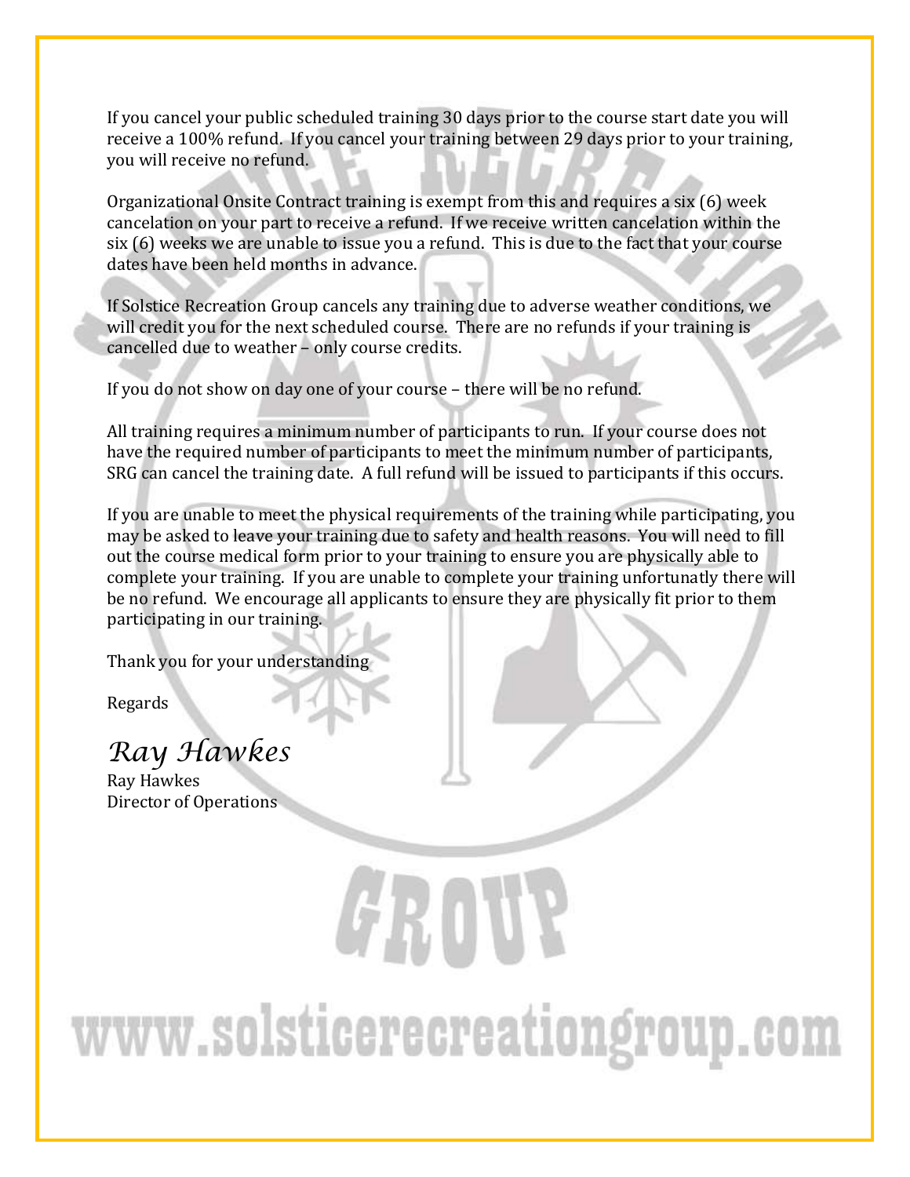If you cancel your public scheduled training 30 days prior to the course start date you will receive a 100% refund. If you cancel your training between 29 days prior to your training, you will receive no refund.

Organizational Onsite Contract training is exempt from this and requires a six (6) week cancelation on your part to receive a refund. If we receive written cancelation within the six (6) weeks we are unable to issue you a refund. This is due to the fact that your course dates have been held months in advance.

If Solstice Recreation Group cancels any training due to adverse weather conditions, we will credit you for the next scheduled course. There are no refunds if your training is cancelled due to weather – only course credits.

If you do not show on day one of your course – there will be no refund.

All training requires a minimum number of participants to run. If your course does not have the required number of participants to meet the minimum number of participants, SRG can cancel the training date. A full refund will be issued to participants if this occurs.

If you are unable to meet the physical requirements of the training while participating, you may be asked to leave your training due to safety and health reasons. You will need to fill out the course medical form prior to your training to ensure you are physically able to complete your training. If you are unable to complete your training unfortunatly there will be no refund. We encourage all applicants to ensure they are physically fit prior to them participating in our training.

Thank you for your understanding

Regards

*Ray Hawkes*

Ray Hawkes
Director of Operations

www.solsticerecreationgroup.com